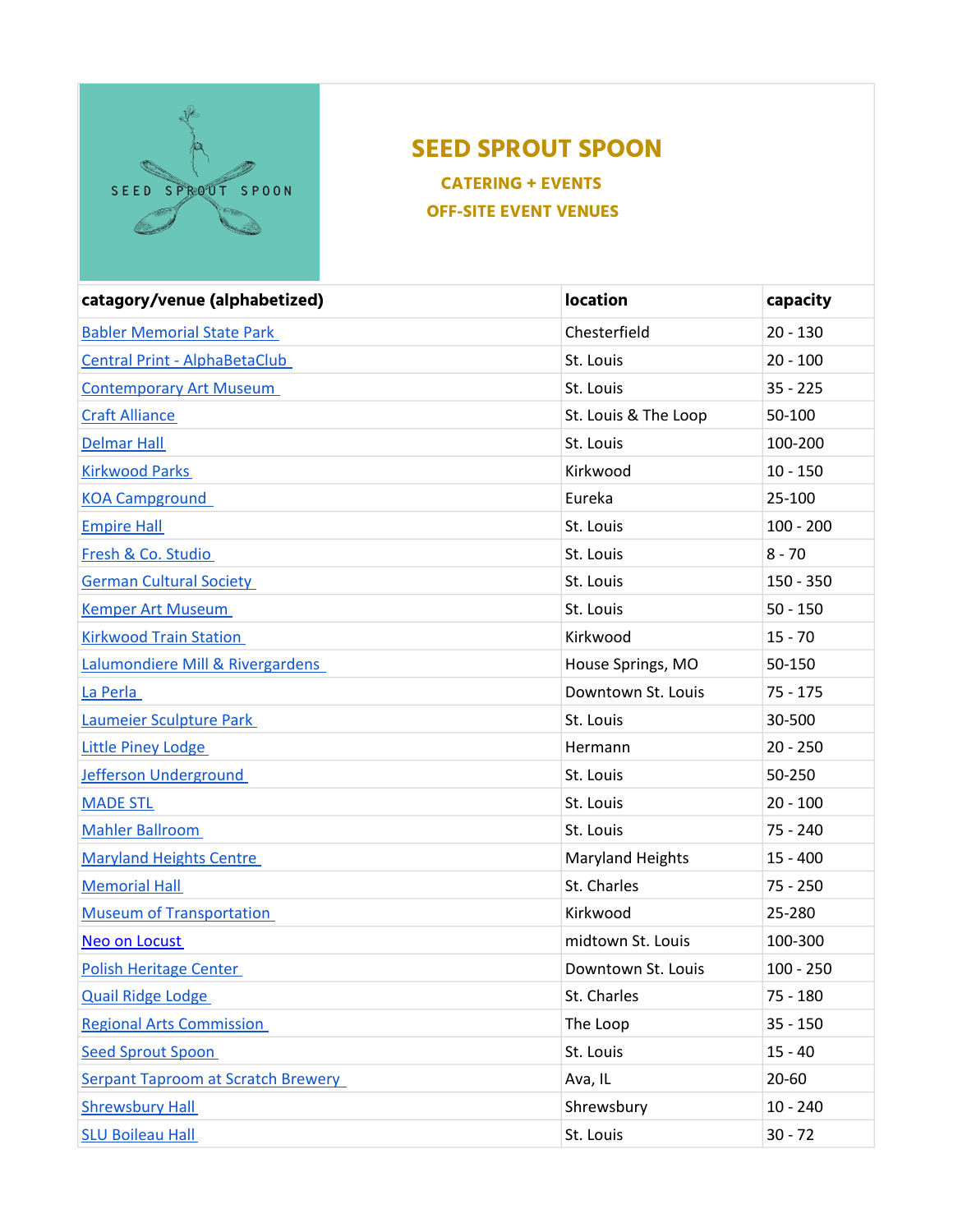# SEED SPROUT SPOON

### CATERING + EVENTS

### OFF-SITE EVENT VENUES

| catagory/venue (alphabetized) | location | capacity |
|---|---|---|
| Babler Memorial State Park | Chesterfield | 20 - 130 |
| Central Print - AlphaBetaClub | St. Louis | 20 - 100 |
| Contemporary Art Museum | St. Louis | 35 - 225 |
| Craft Alliance | St. Louis & The Loop | 50-100 |
| Delmar Hall | St. Louis | 100-200 |
| Kirkwood Parks | Kirkwood | 10 - 150 |
| KOA Campground | Eureka | 25-100 |
| Empire Hall | St. Louis | 100 - 200 |
| Fresh & Co. Studio | St. Louis | 8 - 70 |
| German Cultural Society | St. Louis | 150 - 350 |
| Kemper Art Museum | St. Louis | 50 - 150 |
| Kirkwood Train Station | Kirkwood | 15 - 70 |
| Lalumondiere Mill & Rivergardens | House Springs, MO | 50-150 |
| La Perla | Downtown St. Louis | 75 - 175 |
| Laumeier Sculpture Park | St. Louis | 30-500 |
| Little Piney Lodge | Hermann | 20 - 250 |
| Jefferson Underground | St. Louis | 50-250 |
| MADE STL | St. Louis | 20 - 100 |
| Mahler Ballroom | St. Louis | 75 - 240 |
| Maryland Heights Centre | Maryland Heights | 15 - 400 |
| Memorial Hall | St. Charles | 75 - 250 |
| Museum of Transportation | Kirkwood | 25-280 |
| Neo on Locust | midtown St. Louis | 100-300 |
| Polish Heritage Center | Downtown St. Louis | 100 - 250 |
| Quail Ridge Lodge | St. Charles | 75 - 180 |
| Regional Arts Commission | The Loop | 35 - 150 |
| Seed Sprout Spoon | St. Louis | 15 - 40 |
| Serpant Taproom at Scratch Brewery | Ava, IL | 20-60 |
| Shrewsbury Hall | Shrewsbury | 10 - 240 |
| SLU Boileau Hall | St. Louis | 30 - 72 |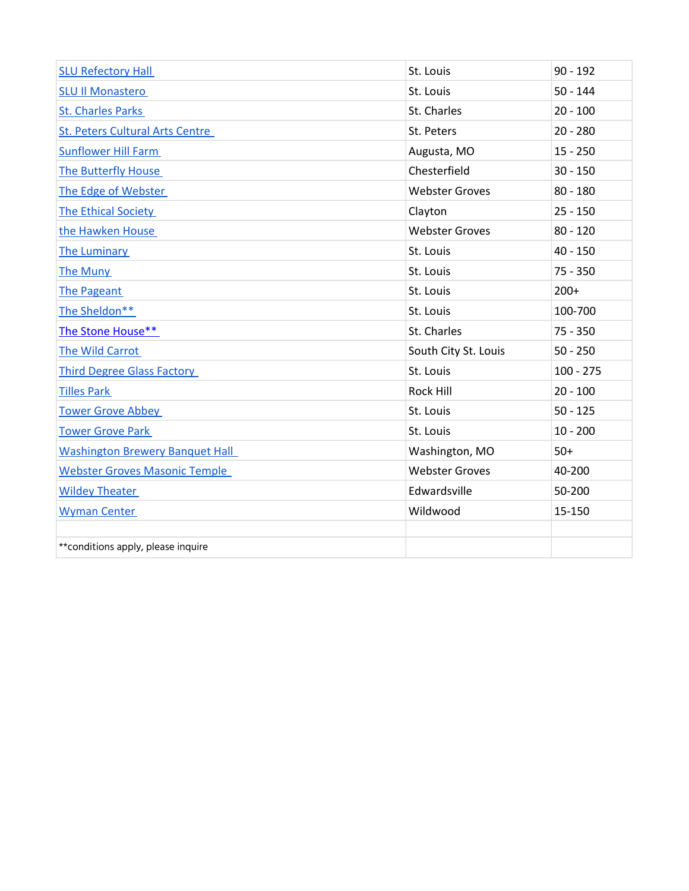| | | |
|---|---|---|
| SLU Refectory Hall | St. Louis | 90 - 192 |
| SLU Il Monastero | St. Louis | 50 - 144 |
| St. Charles Parks | St. Charles | 20 - 100 |
| St. Peters Cultural Arts Centre | St. Peters | 20 - 280 |
| Sunflower Hill Farm | Augusta, MO | 15 - 250 |
| The Butterfly House | Chesterfield | 30 - 150 |
| The Edge of Webster | Webster Groves | 80 - 180 |
| The Ethical Society | Clayton | 25 - 150 |
| the Hawken House | Webster Groves | 80 - 120 |
| The Luminary | St. Louis | 40 - 150 |
| The Muny | St. Louis | 75 - 350 |
| The Pageant | St. Louis | 200+ |
| The Sheldon** | St. Louis | 100-700 |
| The Stone House** | St. Charles | 75 - 350 |
| The Wild Carrot | South City St. Louis | 50 - 250 |
| Third Degree Glass Factory | St. Louis | 100 - 275 |
| Tilles Park | Rock Hill | 20 - 100 |
| Tower Grove Abbey | St. Louis | 50 - 125 |
| Tower Grove Park | St. Louis | 10 - 200 |
| Washington Brewery Banquet Hall | Washington, MO | 50+ |
| Webster Groves Masonic Temple | Webster Groves | 40-200 |
| Wildey Theater | Edwardsville | 50-200 |
| Wyman Center | Wildwood | 15-150 |
| | | |
| **conditions apply, please inquire | | |